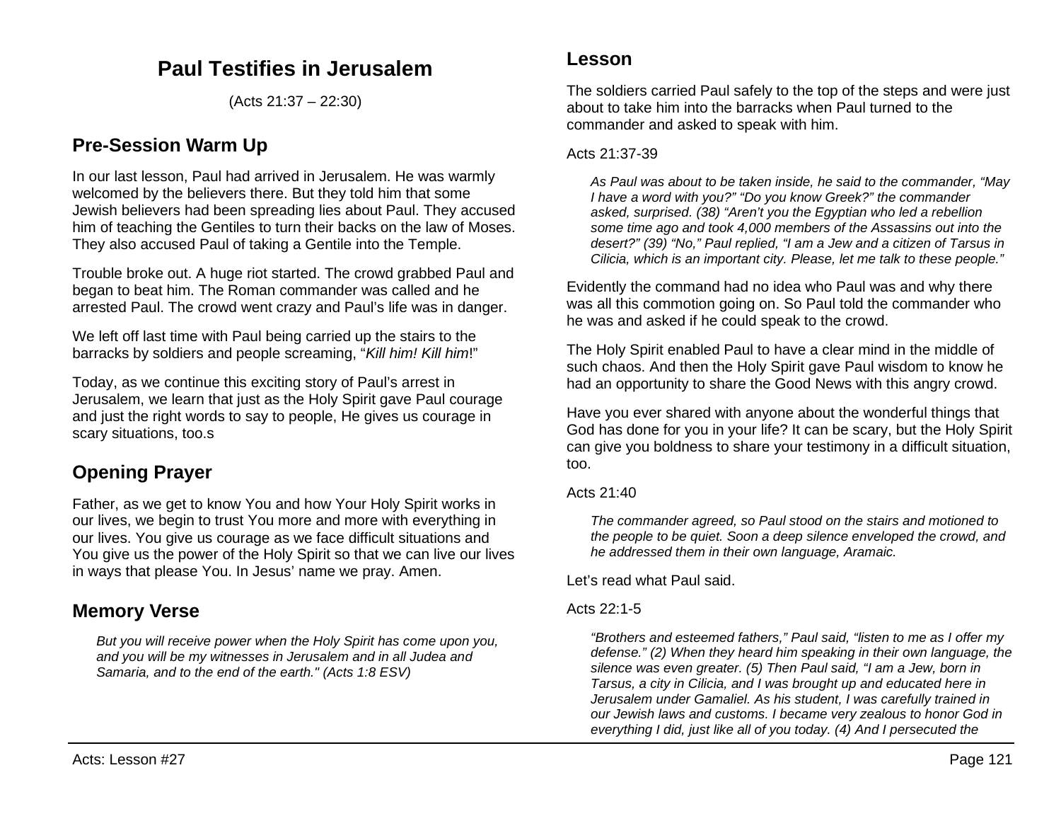# Paul Testifies in Jerusalem

(Acts 21:37 – 22:30)

## Pre-Session Warm Up

In our last lesson, Paul had arrived in Jerusalem. He was warmly welcomed by the believers there. But they told him that some Jewish believers had been spreading lies about Paul. They accused him of teaching the Gentiles to turn their backs on the law of Moses. They also accused Paul of taking a Gentile into the Temple.

Trouble broke out. A huge riot started. The crowd grabbed Paul and began to beat him. The Roman commander was called and he arrested Paul. The crowd went crazy and Paul's life was in danger.

We left off last time with Paul being carried up the stairs to the barracks by soldiers and people screaming, "*Kill him! Kill him*!"

Today, as we continue this exciting story of Paul's arrest in Jerusalem, we learn that just as the Holy Spirit gave Paul courage and just the right words to say to people, He gives us courage in scary situations, too.s

## Opening Prayer

Father, as we get to know You and how Your Holy Spirit works in our lives, we begin to trust You more and more with everything in our lives. You give us courage as we face difficult situations and You give us the power of the Holy Spirit so that we can live our lives in ways that please You. In Jesus' name we pray. Amen.

## Memory Verse

> *But you will receive power when the Holy Spirit has come upon you, and you will be my witnesses in Jerusalem and in all Judea and Samaria, and to the end of the earth." (Acts 1:8 ESV)*

## Lesson

The soldiers carried Paul safely to the top of the steps and were just about to take him into the barracks when Paul turned to the commander and asked to speak with him.

Acts 21:37-39

> *As Paul was about to be taken inside, he said to the commander, "May I have a word with you?" "Do you know Greek?" the commander asked, surprised. (38) "Aren't you the Egyptian who led a rebellion some time ago and took 4,000 members of the Assassins out into the desert?" (39) "No," Paul replied, "I am a Jew and a citizen of Tarsus in Cilicia, which is an important city. Please, let me talk to these people."*

Evidently the command had no idea who Paul was and why there was all this commotion going on. So Paul told the commander who he was and asked if he could speak to the crowd.

The Holy Spirit enabled Paul to have a clear mind in the middle of such chaos. And then the Holy Spirit gave Paul wisdom to know he had an opportunity to share the Good News with this angry crowd.

Have you ever shared with anyone about the wonderful things that God has done for you in your life? It can be scary, but the Holy Spirit can give you boldness to share your testimony in a difficult situation, too.

Acts 21:40

> *The commander agreed, so Paul stood on the stairs and motioned to the people to be quiet. Soon a deep silence enveloped the crowd, and he addressed them in their own language, Aramaic.*

Let's read what Paul said.

Acts 22:1-5

> *"Brothers and esteemed fathers," Paul said, "listen to me as I offer my defense." (2) When they heard him speaking in their own language, the silence was even greater. (5) Then Paul said, "I am a Jew, born in Tarsus, a city in Cilicia, and I was brought up and educated here in Jerusalem under Gamaliel. As his student, I was carefully trained in our Jewish laws and customs. I became very zealous to honor God in everything I did, just like all of you today. (4) And I persecuted the*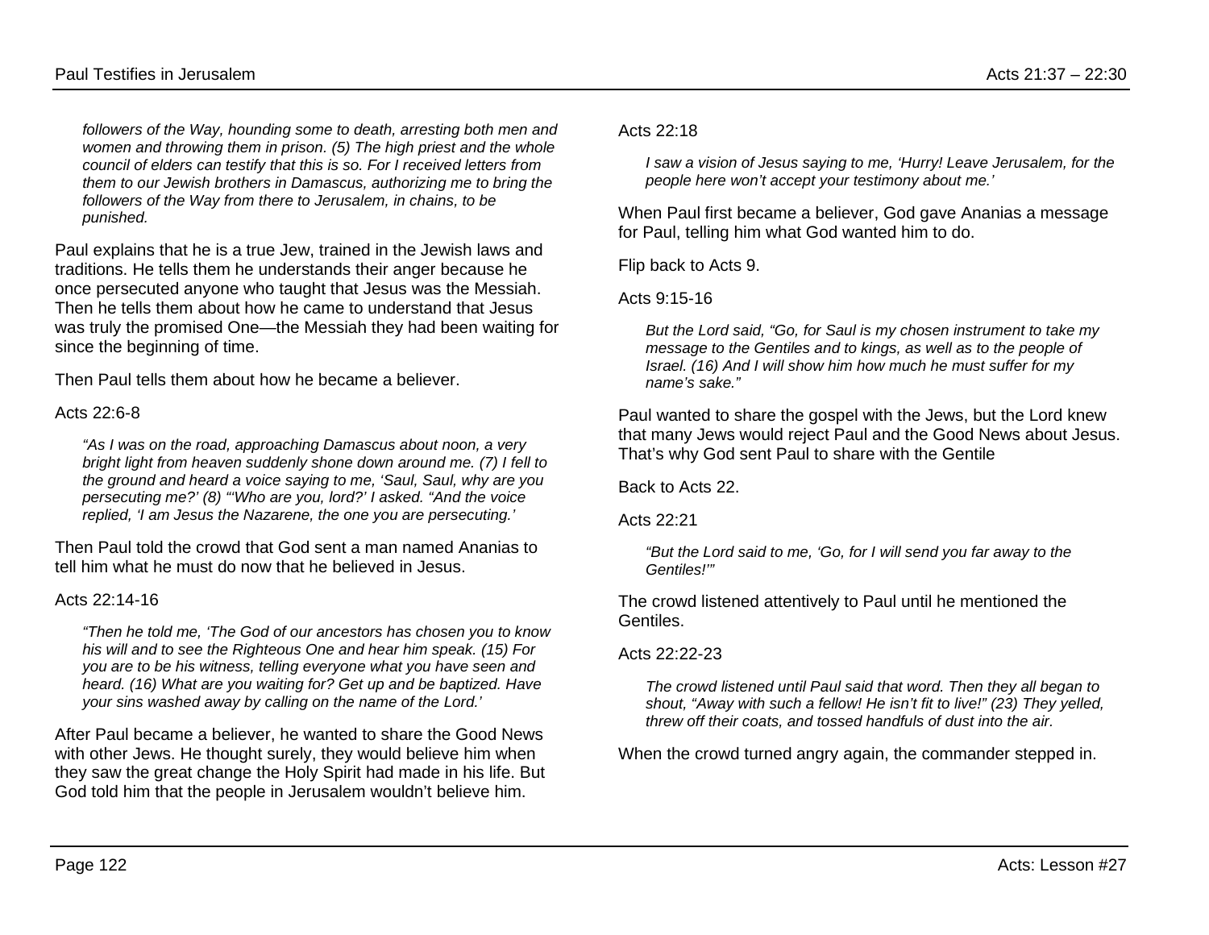*followers of the Way, hounding some to death, arresting both men and women and throwing them in prison. (5) The high priest and the whole council of elders can testify that this is so. For I received letters from them to our Jewish brothers in Damascus, authorizing me to bring the followers of the Way from there to Jerusalem, in chains, to be punished.*

Paul explains that he is a true Jew, trained in the Jewish laws and traditions. He tells them he understands their anger because he once persecuted anyone who taught that Jesus was the Messiah. Then he tells them about how he came to understand that Jesus was truly the promised One—the Messiah they had been waiting for since the beginning of time.

Then Paul tells them about how he became a believer.

Acts 22:6-8

*"As I was on the road, approaching Damascus about noon, a very bright light from heaven suddenly shone down around me. (7) I fell to the ground and heard a voice saying to me, 'Saul, Saul, why are you persecuting me?' (8) "'Who are you, lord?' I asked. "And the voice replied, 'I am Jesus the Nazarene, the one you are persecuting.'*

Then Paul told the crowd that God sent a man named Ananias to tell him what he must do now that he believed in Jesus.

Acts 22:14-16

*"Then he told me, 'The God of our ancestors has chosen you to know his will and to see the Righteous One and hear him speak. (15) For you are to be his witness, telling everyone what you have seen and heard. (16) What are you waiting for? Get up and be baptized. Have your sins washed away by calling on the name of the Lord.'*

After Paul became a believer, he wanted to share the Good News with other Jews. He thought surely, they would believe him when they saw the great change the Holy Spirit had made in his life. But God told him that the people in Jerusalem wouldn't believe him.

Acts 22:18

*I saw a vision of Jesus saying to me, 'Hurry! Leave Jerusalem, for the people here won't accept your testimony about me.'*

When Paul first became a believer, God gave Ananias a message for Paul, telling him what God wanted him to do.

Flip back to Acts 9.

Acts 9:15-16

*But the Lord said, "Go, for Saul is my chosen instrument to take my message to the Gentiles and to kings, as well as to the people of Israel. (16) And I will show him how much he must suffer for my name's sake."*

Paul wanted to share the gospel with the Jews, but the Lord knew that many Jews would reject Paul and the Good News about Jesus. That's why God sent Paul to share with the Gentile

Back to Acts 22.

Acts 22:21

*"But the Lord said to me, 'Go, for I will send you far away to the Gentiles!'"*

The crowd listened attentively to Paul until he mentioned the Gentiles.

Acts 22:22-23

*The crowd listened until Paul said that word. Then they all began to shout, "Away with such a fellow! He isn't fit to live!" (23) They yelled, threw off their coats, and tossed handfuls of dust into the air.*

When the crowd turned angry again, the commander stepped in.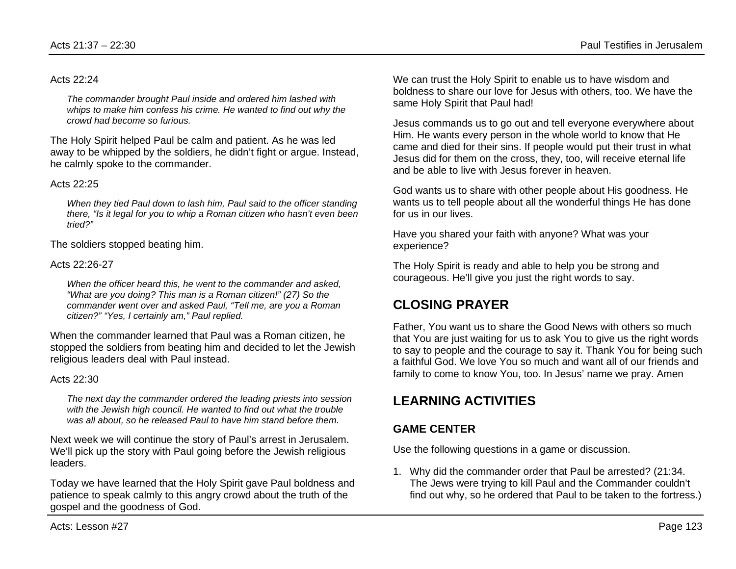Acts 22:24

> *The commander brought Paul inside and ordered him lashed with whips to make him confess his crime. He wanted to find out why the crowd had become so furious.*

The Holy Spirit helped Paul be calm and patient. As he was led away to be whipped by the soldiers, he didn't fight or argue. Instead, he calmly spoke to the commander.

Acts 22:25

> *When they tied Paul down to lash him, Paul said to the officer standing there, "Is it legal for you to whip a Roman citizen who hasn't even been tried?"*

The soldiers stopped beating him.

Acts 22:26-27

> *When the officer heard this, he went to the commander and asked, "What are you doing? This man is a Roman citizen!" (27) So the commander went over and asked Paul, "Tell me, are you a Roman citizen?" "Yes, I certainly am," Paul replied.*

When the commander learned that Paul was a Roman citizen, he stopped the soldiers from beating him and decided to let the Jewish religious leaders deal with Paul instead.

Acts 22:30

> *The next day the commander ordered the leading priests into session with the Jewish high council. He wanted to find out what the trouble was all about, so he released Paul to have him stand before them.*

Next week we will continue the story of Paul's arrest in Jerusalem. We'll pick up the story with Paul going before the Jewish religious leaders.

Today we have learned that the Holy Spirit gave Paul boldness and patience to speak calmly to this angry crowd about the truth of the gospel and the goodness of God.

We can trust the Holy Spirit to enable us to have wisdom and boldness to share our love for Jesus with others, too. We have the same Holy Spirit that Paul had!

Jesus commands us to go out and tell everyone everywhere about Him. He wants every person in the whole world to know that He came and died for their sins. If people would put their trust in what Jesus did for them on the cross, they, too, will receive eternal life and be able to live with Jesus forever in heaven.

God wants us to share with other people about His goodness. He wants us to tell people about all the wonderful things He has done for us in our lives.

Have you shared your faith with anyone? What was your experience?

The Holy Spirit is ready and able to help you be strong and courageous. He'll give you just the right words to say.

## CLOSING PRAYER

Father, You want us to share the Good News with others so much that You are just waiting for us to ask You to give us the right words to say to people and the courage to say it. Thank You for being such a faithful God. We love You so much and want all of our friends and family to come to know You, too. In Jesus' name we pray. Amen

## LEARNING ACTIVITIES

### GAME CENTER

Use the following questions in a game or discussion.

1. Why did the commander order that Paul be arrested? (21:34. The Jews were trying to kill Paul and the Commander couldn't find out why, so he ordered that Paul to be taken to the fortress.)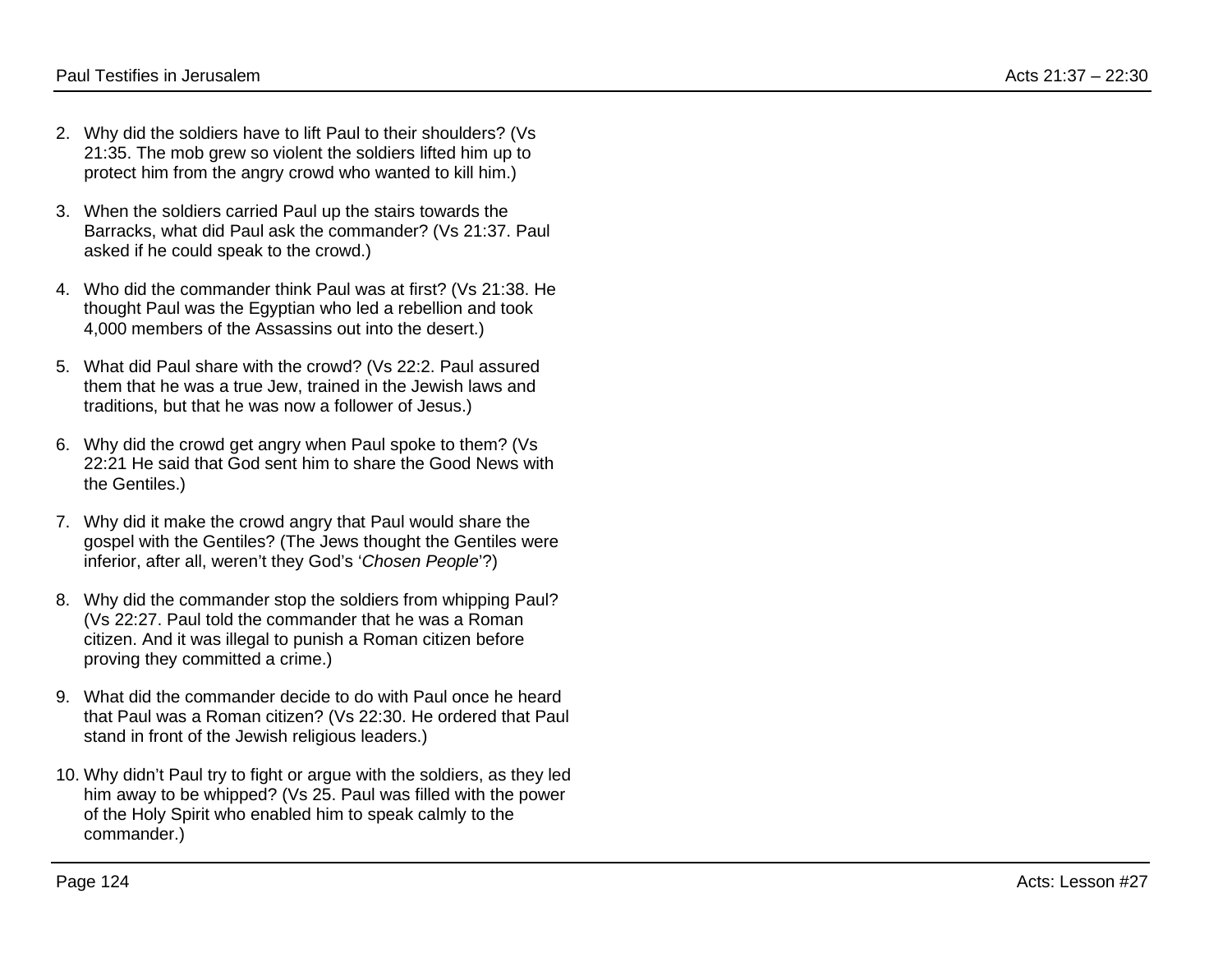2. Why did the soldiers have to lift Paul to their shoulders? (Vs 21:35. The mob grew so violent the soldiers lifted him up to protect him from the angry crowd who wanted to kill him.)

3. When the soldiers carried Paul up the stairs towards the Barracks, what did Paul ask the commander? (Vs 21:37. Paul asked if he could speak to the crowd.)

4. Who did the commander think Paul was at first? (Vs 21:38. He thought Paul was the Egyptian who led a rebellion and took 4,000 members of the Assassins out into the desert.)

5. What did Paul share with the crowd? (Vs 22:2. Paul assured them that he was a true Jew, trained in the Jewish laws and traditions, but that he was now a follower of Jesus.)

6. Why did the crowd get angry when Paul spoke to them? (Vs 22:21 He said that God sent him to share the Good News with the Gentiles.)

7. Why did it make the crowd angry that Paul would share the gospel with the Gentiles? (The Jews thought the Gentiles were inferior, after all, weren't they God's '*Chosen People*'?)

8. Why did the commander stop the soldiers from whipping Paul? (Vs 22:27. Paul told the commander that he was a Roman citizen. And it was illegal to punish a Roman citizen before proving they committed a crime.)

9. What did the commander decide to do with Paul once he heard that Paul was a Roman citizen? (Vs 22:30. He ordered that Paul stand in front of the Jewish religious leaders.)

10. Why didn't Paul try to fight or argue with the soldiers, as they led him away to be whipped? (Vs 25. Paul was filled with the power of the Holy Spirit who enabled him to speak calmly to the commander.)